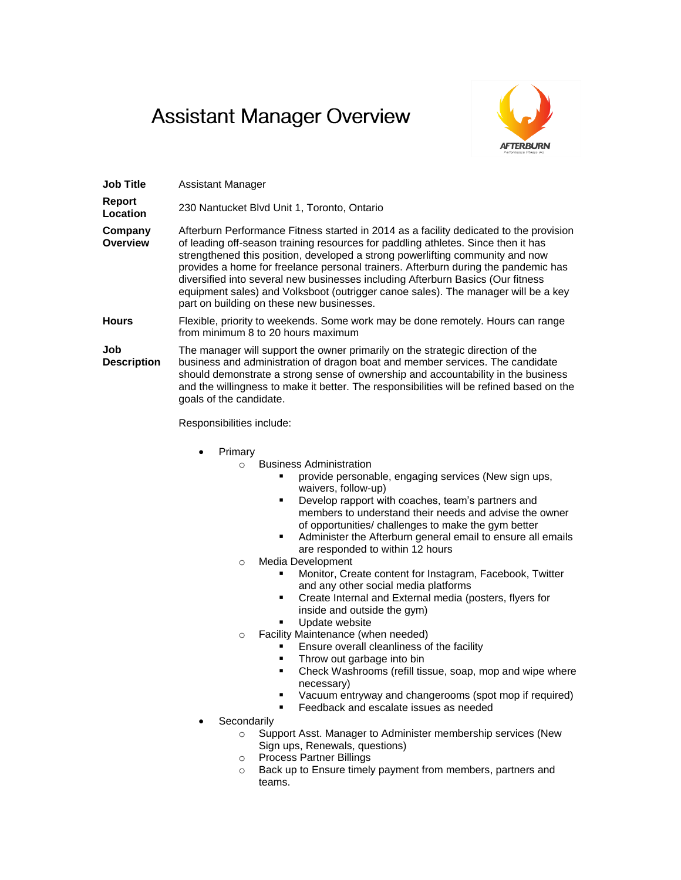# Assistant Manager Overview

| | |
|---|---|
| **Job Title** | Assistant Manager |
| **Report Location** | 230 Nantucket Blvd Unit 1, Toronto, Ontario |
| **Company Overview** | Afterburn Performance Fitness started in 2014 as a facility dedicated to the provision of leading off-season training resources for paddling athletes. Since then it has strengthened this position, developed a strong powerlifting community and now provides a home for freelance personal trainers. Afterburn during the pandemic has diversified into several new businesses including Afterburn Basics (Our fitness equipment sales) and Volksboot (outrigger canoe sales). The manager will be a key part on building on these new businesses. |
| **Hours** | Flexible, priority to weekends. Some work may be done remotely. Hours can range from minimum 8 to 20 hours maximum |
| **Job Description** | The manager will support the owner primarily on the strategic direction of the business and administration of dragon boat and member services. The candidate should demonstrate a strong sense of ownership and accountability in the business and the willingness to make it better. The responsibilities will be refined based on the goals of the candidate. |

Responsibilities include:

- Primary
  - Business Administration
    - provide personable, engaging services (New sign ups, waivers, follow-up)
    - Develop rapport with coaches, team's partners and members to understand their needs and advise the owner of opportunities/ challenges to make the gym better
    - Administer the Afterburn general email to ensure all emails are responded to within 12 hours
  - Media Development
    - Monitor, Create content for Instagram, Facebook, Twitter and any other social media platforms
    - Create Internal and External media (posters, flyers for inside and outside the gym)
    - Update website
  - Facility Maintenance (when needed)
    - Ensure overall cleanliness of the facility
    - Throw out garbage into bin
    - Check Washrooms (refill tissue, soap, mop and wipe where necessary)
    - Vacuum entryway and changerooms (spot mop if required)
    - Feedback and escalate issues as needed
- Secondarily
  - Support Asst. Manager to Administer membership services (New Sign ups, Renewals, questions)
  - Process Partner Billings
  - Back up to Ensure timely payment from members, partners and teams.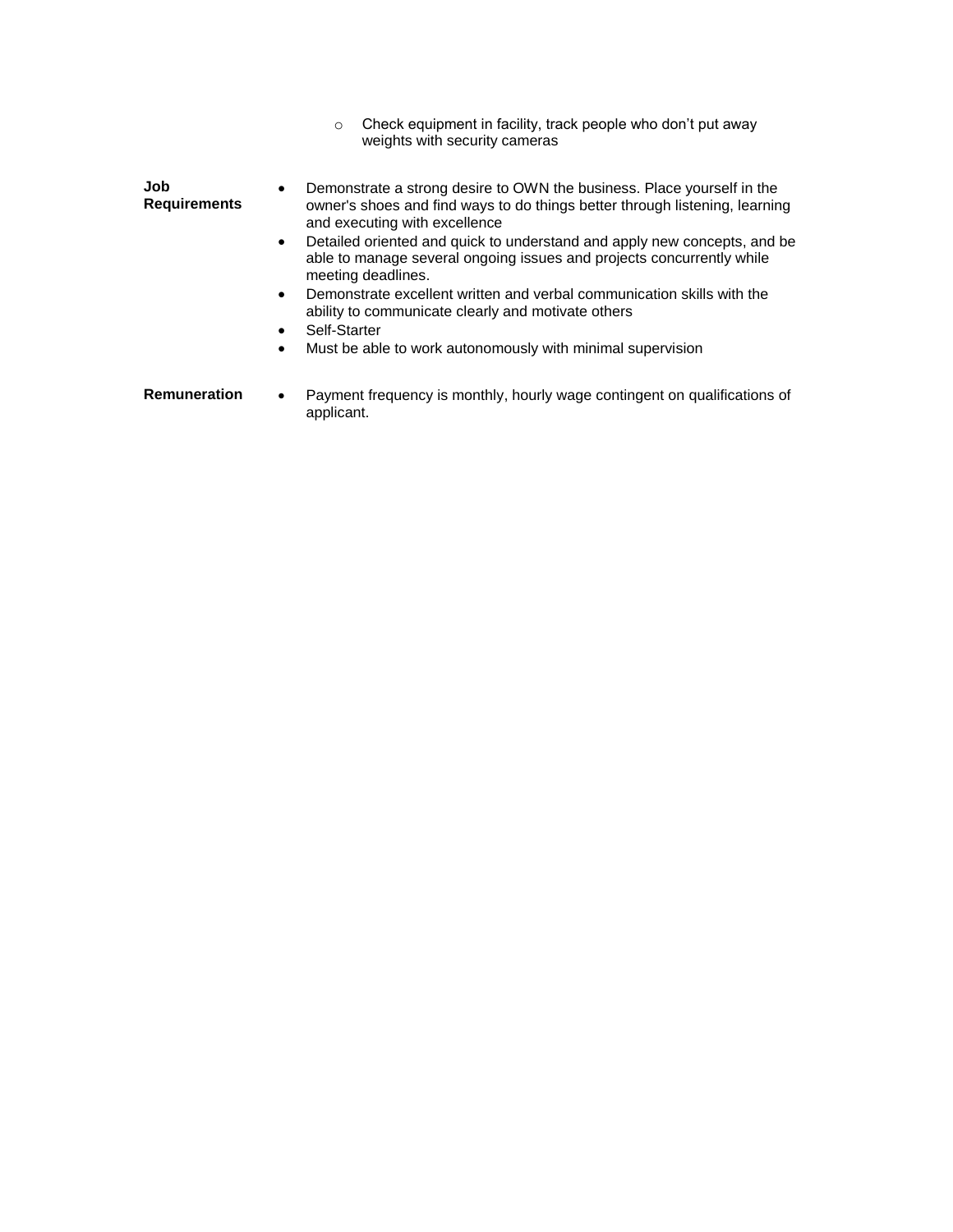- Check equipment in facility, track people who don't put away weights with security cameras

**Job Requirements**

- Demonstrate a strong desire to OWN the business. Place yourself in the owner's shoes and find ways to do things better through listening, learning and executing with excellence
- Detailed oriented and quick to understand and apply new concepts, and be able to manage several ongoing issues and projects concurrently while meeting deadlines.
- Demonstrate excellent written and verbal communication skills with the ability to communicate clearly and motivate others
- Self-Starter
- Must be able to work autonomously with minimal supervision

**Remuneration**

- Payment frequency is monthly, hourly wage contingent on qualifications of applicant.